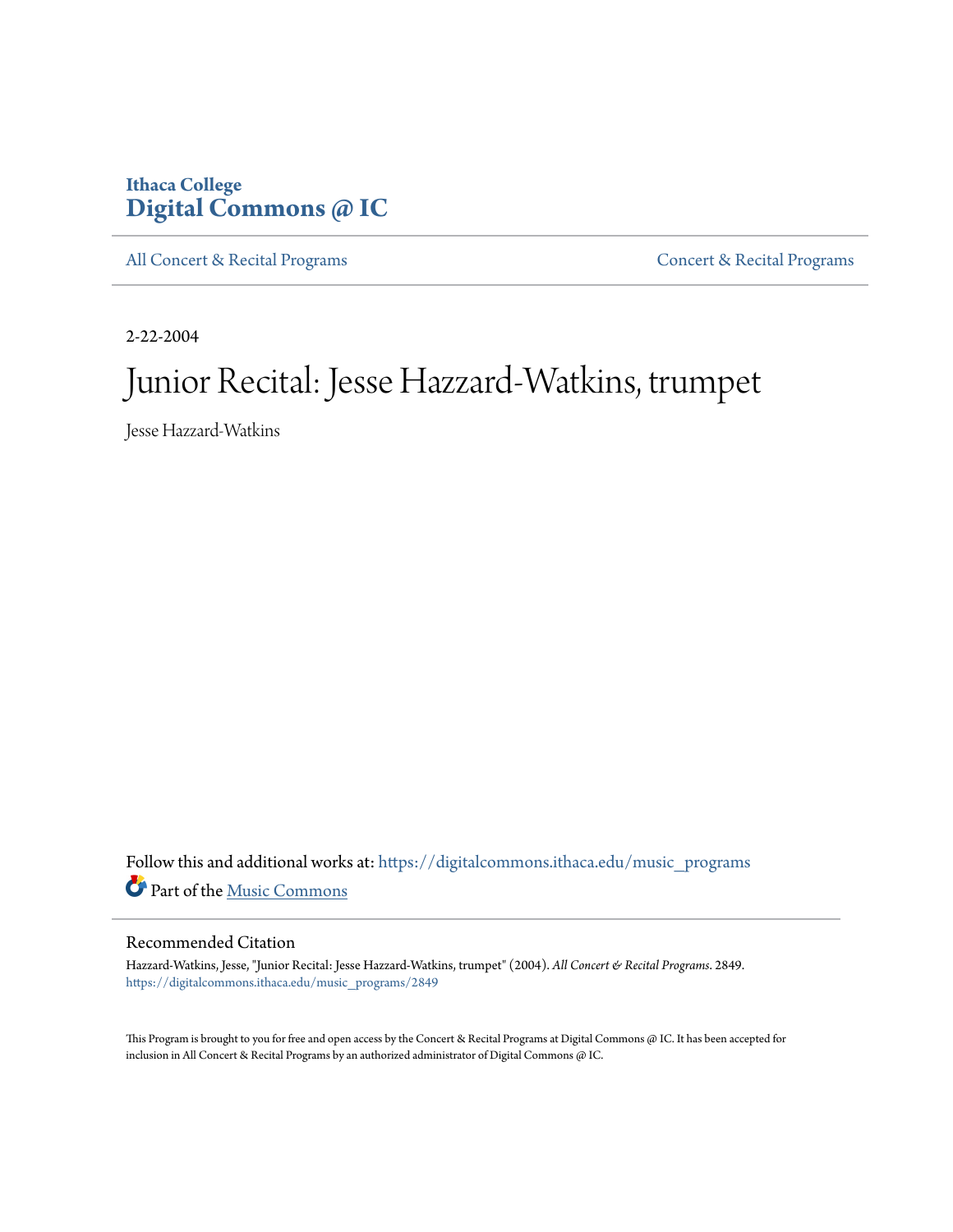Ithaca College
**Digital Commons @ IC**

All Concert & Recital Programs | Concert & Recital Programs

2-22-2004

# Junior Recital: Jesse Hazzard-Watkins, trumpet

Jesse Hazzard-Watkins

Follow this and additional works at: https://digitalcommons.ithaca.edu/music_programs

Part of the Music Commons

## Recommended Citation

Hazzard-Watkins, Jesse, "Junior Recital: Jesse Hazzard-Watkins, trumpet" (2004). *All Concert & Recital Programs*. 2849.
https://digitalcommons.ithaca.edu/music_programs/2849

This Program is brought to you for free and open access by the Concert & Recital Programs at Digital Commons @ IC. It has been accepted for inclusion in All Concert & Recital Programs by an authorized administrator of Digital Commons @ IC.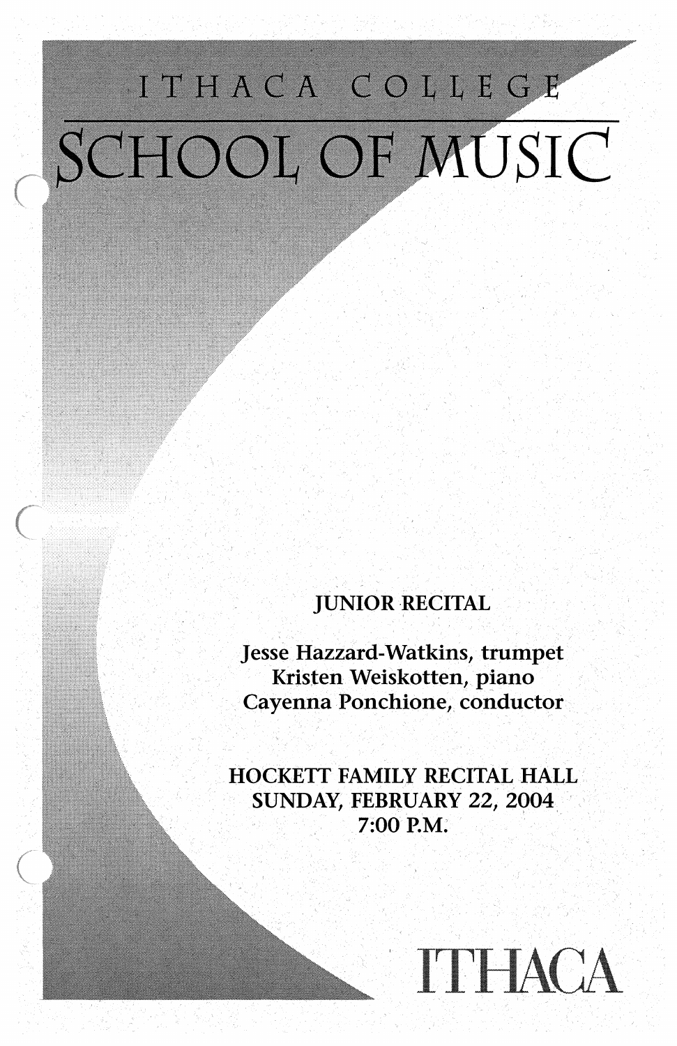# ITHACA COLLEGE

# SCHOOL OF MUSIC

JUNIOR RECITAL

Jesse Hazzard-Watkins, trumpet
Kristen Weiskotten, piano
Cayenna Ponchione, conductor

HOCKETT FAMILY RECITAL HALL
SUNDAY, FEBRUARY 22, 2004
7:00 P.M.

ITHACA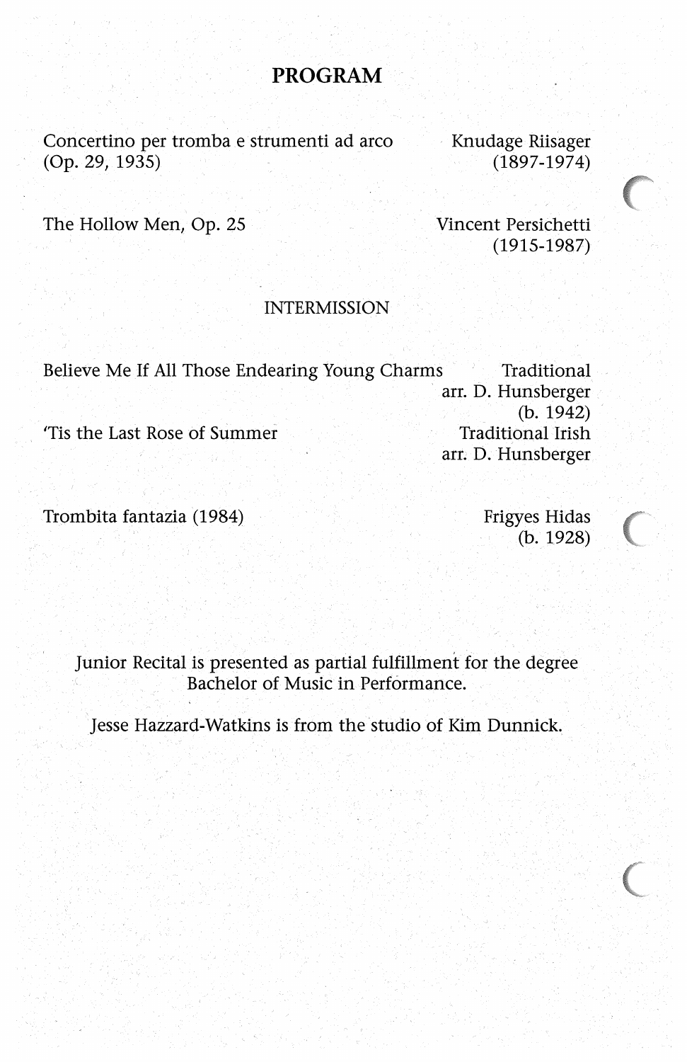# PROGRAM

Concertino per tromba e strumenti ad arco (Op. 29, 1935) — Knudage Riisager (1897-1974)

The Hollow Men, Op. 25 — Vincent Persichetti (1915-1987)

INTERMISSION

Believe Me If All Those Endearing Young Charms — Traditional, arr. D. Hunsberger (b. 1942)

'Tis the Last Rose of Summer — Traditional Irish, arr. D. Hunsberger

Trombita fantazia (1984) — Frigyes Hidas (b. 1928)

Junior Recital is presented as partial fulfillment for the degree Bachelor of Music in Performance.

Jesse Hazzard-Watkins is from the studio of Kim Dunnick.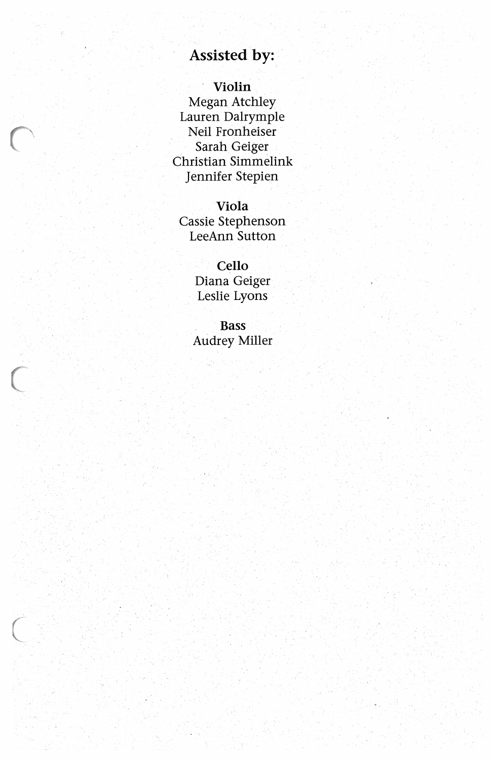## Assisted by:

**Violin**
Megan Atchley
Lauren Dalrymple
Neil Fronheiser
Sarah Geiger
Christian Simmelink
Jennifer Stepien

**Viola**
Cassie Stephenson
LeeAnn Sutton

**Cello**
Diana Geiger
Leslie Lyons

**Bass**
Audrey Miller